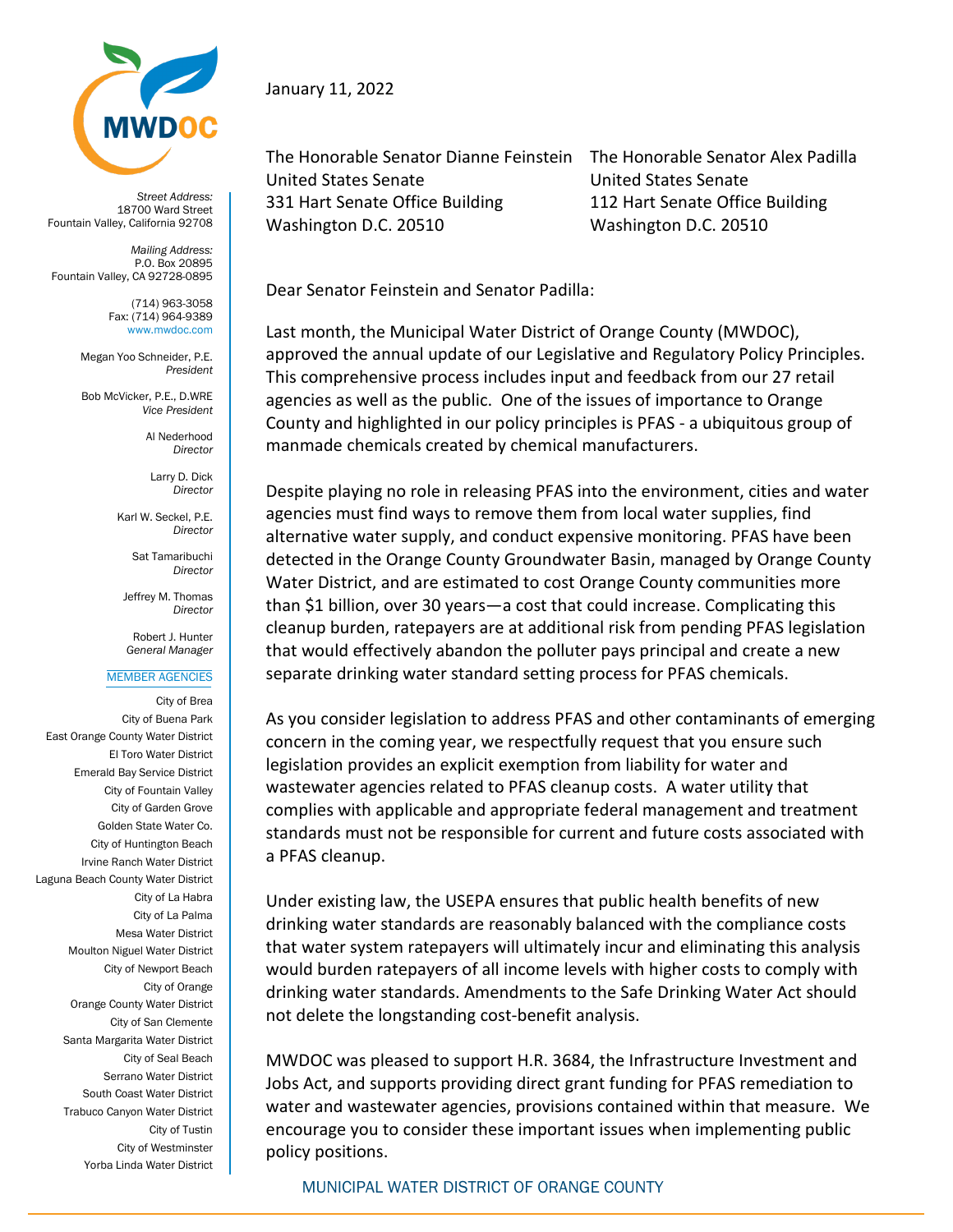MWDOC

*Street Address:*
18700 Ward Street
Fountain Valley, California 92708

*Mailing Address:*
P.O. Box 20895
Fountain Valley, CA 92728-0895

(714) 963-3058
Fax: (714) 964-9389
www.mwdoc.com

Megan Yoo Schneider, P.E.
*President*

Bob McVicker, P.E., D.WRE
*Vice President*

Al Nederhood
*Director*

Larry D. Dick
*Director*

Karl W. Seckel, P.E.
*Director*

Sat Tamaribuchi
*Director*

Jeffrey M. Thomas
*Director*

Robert J. Hunter
*General Manager*

MEMBER AGENCIES

City of Brea
City of Buena Park
East Orange County Water District
El Toro Water District
Emerald Bay Service District
City of Fountain Valley
City of Garden Grove
Golden State Water Co.
City of Huntington Beach
Irvine Ranch Water District
Laguna Beach County Water District
City of La Habra
City of La Palma
Mesa Water District
Moulton Niguel Water District
City of Newport Beach
City of Orange
Orange County Water District
City of San Clemente
Santa Margarita Water District
City of Seal Beach
Serrano Water District
South Coast Water District
Trabuco Canyon Water District
City of Tustin
City of Westminster
Yorba Linda Water District

---

January 11, 2022

The Honorable Senator Dianne Feinstein
United States Senate
331 Hart Senate Office Building
Washington D.C. 20510

The Honorable Senator Alex Padilla
United States Senate
112 Hart Senate Office Building
Washington D.C. 20510

Dear Senator Feinstein and Senator Padilla:

Last month, the Municipal Water District of Orange County (MWDOC), approved the annual update of our Legislative and Regulatory Policy Principles. This comprehensive process includes input and feedback from our 27 retail agencies as well as the public. One of the issues of importance to Orange County and highlighted in our policy principles is PFAS - a ubiquitous group of manmade chemicals created by chemical manufacturers.

Despite playing no role in releasing PFAS into the environment, cities and water agencies must find ways to remove them from local water supplies, find alternative water supply, and conduct expensive monitoring. PFAS have been detected in the Orange County Groundwater Basin, managed by Orange County Water District, and are estimated to cost Orange County communities more than $1 billion, over 30 years—a cost that could increase. Complicating this cleanup burden, ratepayers are at additional risk from pending PFAS legislation that would effectively abandon the polluter pays principal and create a new separate drinking water standard setting process for PFAS chemicals.

As you consider legislation to address PFAS and other contaminants of emerging concern in the coming year, we respectfully request that you ensure such legislation provides an explicit exemption from liability for water and wastewater agencies related to PFAS cleanup costs. A water utility that complies with applicable and appropriate federal management and treatment standards must not be responsible for current and future costs associated with a PFAS cleanup.

Under existing law, the USEPA ensures that public health benefits of new drinking water standards are reasonably balanced with the compliance costs that water system ratepayers will ultimately incur and eliminating this analysis would burden ratepayers of all income levels with higher costs to comply with drinking water standards. Amendments to the Safe Drinking Water Act should not delete the longstanding cost-benefit analysis.

MWDOC was pleased to support H.R. 3684, the Infrastructure Investment and Jobs Act, and supports providing direct grant funding for PFAS remediation to water and wastewater agencies, provisions contained within that measure. We encourage you to consider these important issues when implementing public policy positions.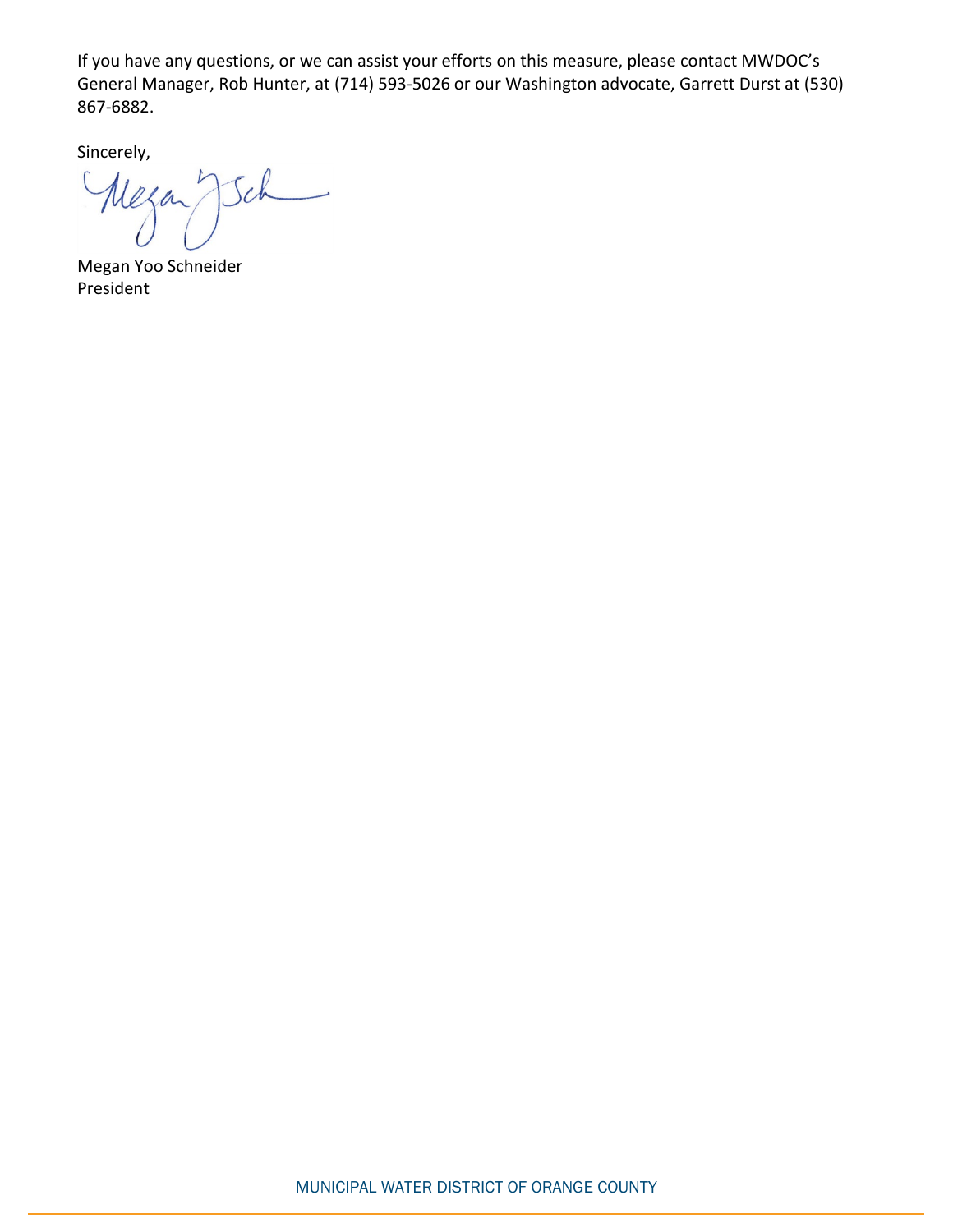If you have any questions, or we can assist your efforts on this measure, please contact MWDOC's General Manager, Rob Hunter, at (714) 593-5026 or our Washington advocate, Garrett Durst at (530) 867-6882.

Sincerely,

Megan Yoo Schneider
President